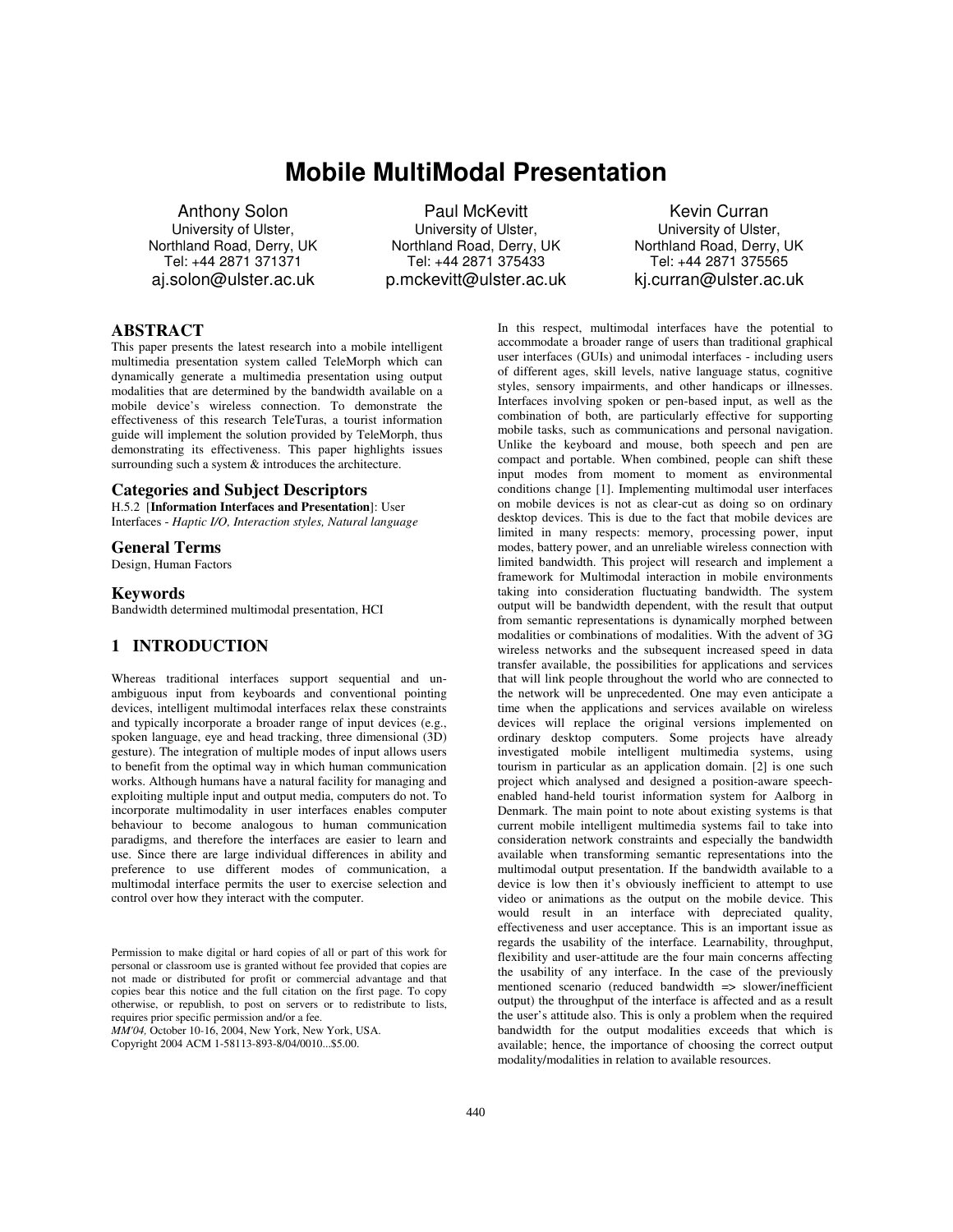# Mobile MultiModal Presentation

Anthony Solon
University of Ulster,
Northland Road, Derry, UK
Tel: +44 2871 371371
aj.solon@ulster.ac.uk

Paul McKevitt
University of Ulster,
Northland Road, Derry, UK
Tel: +44 2871 375433
p.mckevitt@ulster.ac.uk

Kevin Curran
University of Ulster,
Northland Road, Derry, UK
Tel: +44 2871 375565
kj.curran@ulster.ac.uk

## ABSTRACT

This paper presents the latest research into a mobile intelligent multimedia presentation system called TeleMorph which can dynamically generate a multimedia presentation using output modalities that are determined by the bandwidth available on a mobile device's wireless connection. To demonstrate the effectiveness of this research TeleTuras, a tourist information guide will implement the solution provided by TeleMorph, thus demonstrating its effectiveness. This paper highlights issues surrounding such a system & introduces the architecture.

### Categories and Subject Descriptors

H.5.2 [**Information Interfaces and Presentation**]: User Interfaces - *Haptic I/O, Interaction styles, Natural language*

### General Terms

Design, Human Factors

### Keywords

Bandwidth determined multimodal presentation, HCI

## 1 INTRODUCTION

Whereas traditional interfaces support sequential and un-ambiguous input from keyboards and conventional pointing devices, intelligent multimodal interfaces relax these constraints and typically incorporate a broader range of input devices (e.g., spoken language, eye and head tracking, three dimensional (3D) gesture). The integration of multiple modes of input allows users to benefit from the optimal way in which human communication works. Although humans have a natural facility for managing and exploiting multiple input and output media, computers do not. To incorporate multimodality in user interfaces enables computer behaviour to become analogous to human communication paradigms, and therefore the interfaces are easier to learn and use. Since there are large individual differences in ability and preference to use different modes of communication, a multimodal interface permits the user to exercise selection and control over how they interact with the computer.

Permission to make digital or hard copies of all or part of this work for personal or classroom use is granted without fee provided that copies are not made or distributed for profit or commercial advantage and that copies bear this notice and the full citation on the first page. To copy otherwise, or republish, to post on servers or to redistribute to lists, requires prior specific permission and/or a fee.
*MM'04,* October 10-16, 2004, New York, New York, USA.
Copyright 2004 ACM 1-58113-893-8/04/0010...$5.00.

In this respect, multimodal interfaces have the potential to accommodate a broader range of users than traditional graphical user interfaces (GUIs) and unimodal interfaces - including users of different ages, skill levels, native language status, cognitive styles, sensory impairments, and other handicaps or illnesses. Interfaces involving spoken or pen-based input, as well as the combination of both, are particularly effective for supporting mobile tasks, such as communications and personal navigation. Unlike the keyboard and mouse, both speech and pen are compact and portable. When combined, people can shift these input modes from moment to moment as environmental conditions change [1]. Implementing multimodal user interfaces on mobile devices is not as clear-cut as doing so on ordinary desktop devices. This is due to the fact that mobile devices are limited in many respects: memory, processing power, input modes, battery power, and an unreliable wireless connection with limited bandwidth. This project will research and implement a framework for Multimodal interaction in mobile environments taking into consideration fluctuating bandwidth. The system output will be bandwidth dependent, with the result that output from semantic representations is dynamically morphed between modalities or combinations of modalities. With the advent of 3G wireless networks and the subsequent increased speed in data transfer available, the possibilities for applications and services that will link people throughout the world who are connected to the network will be unprecedented. One may even anticipate a time when the applications and services available on wireless devices will replace the original versions implemented on ordinary desktop computers. Some projects have already investigated mobile intelligent multimedia systems, using tourism in particular as an application domain. [2] is one such project which analysed and designed a position-aware speech-enabled hand-held tourist information system for Aalborg in Denmark. The main point to note about existing systems is that current mobile intelligent multimedia systems fail to take into consideration network constraints and especially the bandwidth available when transforming semantic representations into the multimodal output presentation. If the bandwidth available to a device is low then it's obviously inefficient to attempt to use video or animations as the output on the mobile device. This would result in an interface with depreciated quality, effectiveness and user acceptance. This is an important issue as regards the usability of the interface. Learnability, throughput, flexibility and user-attitude are the four main concerns affecting the usability of any interface. In the case of the previously mentioned scenario (reduced bandwidth => slower/inefficient output) the throughput of the interface is affected and as a result the user's attitude also. This is only a problem when the required bandwidth for the output modalities exceeds that which is available; hence, the importance of choosing the correct output modality/modalities in relation to available resources.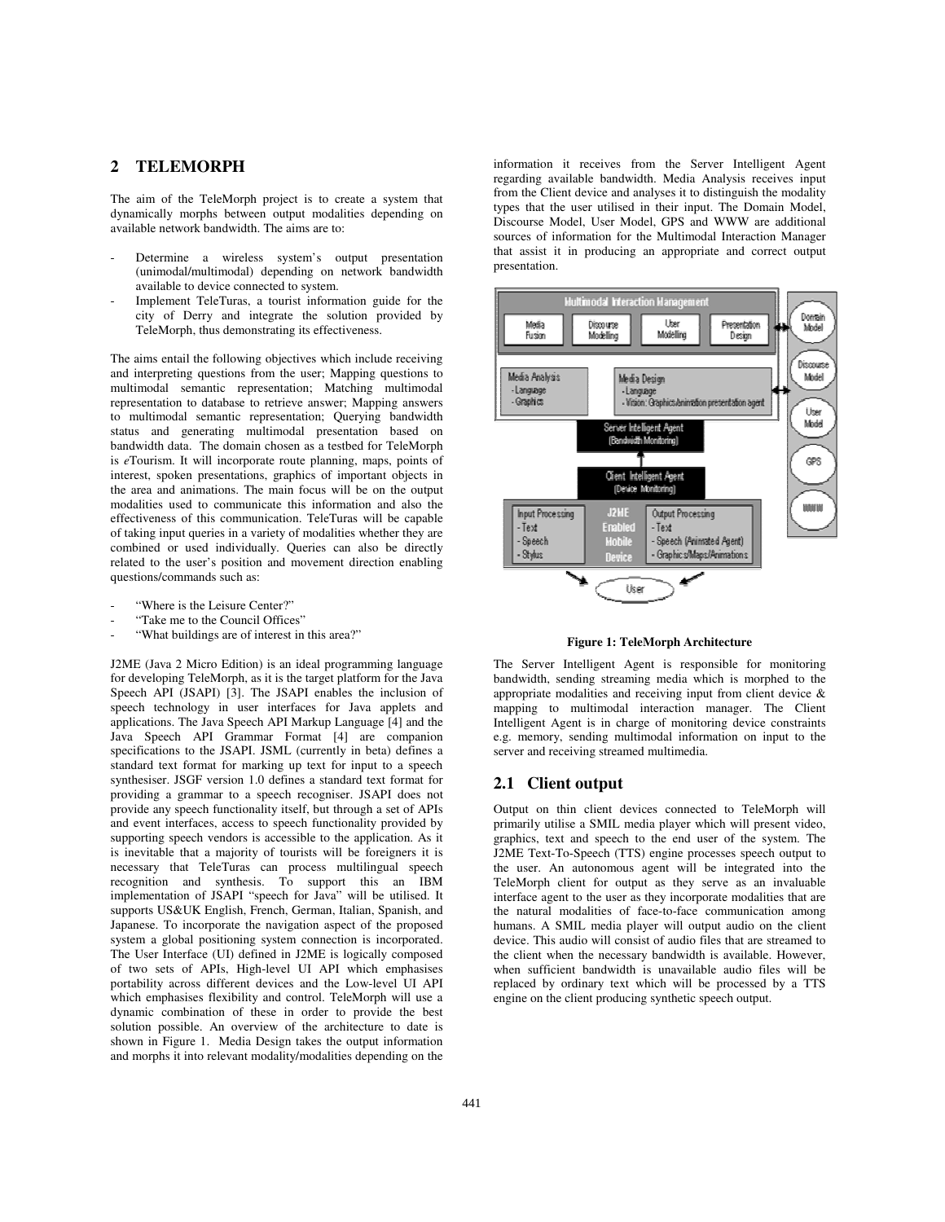## 2 TELEMORPH

The aim of the TeleMorph project is to create a system that dynamically morphs between output modalities depending on available network bandwidth. The aims are to:

- Determine a wireless system's output presentation (unimodal/multimodal) depending on network bandwidth available to device connected to system.
- Implement TeleTuras, a tourist information guide for the city of Derry and integrate the solution provided by TeleMorph, thus demonstrating its effectiveness.

The aims entail the following objectives which include receiving and interpreting questions from the user; Mapping questions to multimodal semantic representation; Matching multimodal representation to database to retrieve answer; Mapping answers to multimodal semantic representation; Querying bandwidth status and generating multimodal presentation based on bandwidth data. The domain chosen as a testbed for TeleMorph is *e*Tourism. It will incorporate route planning, maps, points of interest, spoken presentations, graphics of important objects in the area and animations. The main focus will be on the output modalities used to communicate this information and also the effectiveness of this communication. TeleTuras will be capable of taking input queries in a variety of modalities whether they are combined or used individually. Queries can also be directly related to the user's position and movement direction enabling questions/commands such as:

- "Where is the Leisure Center?"
- "Take me to the Council Offices"
- "What buildings are of interest in this area?"

J2ME (Java 2 Micro Edition) is an ideal programming language for developing TeleMorph, as it is the target platform for the Java Speech API (JSAPI) [3]. The JSAPI enables the inclusion of speech technology in user interfaces for Java applets and applications. The Java Speech API Markup Language [4] and the Java Speech API Grammar Format [4] are companion specifications to the JSAPI. JSML (currently in beta) defines a standard text format for marking up text for input to a speech synthesiser. JSGF version 1.0 defines a standard text format for providing a grammar to a speech recogniser. JSAPI does not provide any speech functionality itself, but through a set of APIs and event interfaces, access to speech functionality provided by supporting speech vendors is accessible to the application. As it is inevitable that a majority of tourists will be foreigners it is necessary that TeleTuras can process multilingual speech recognition and synthesis. To support this an IBM implementation of JSAPI "speech for Java" will be utilised. It supports US&UK English, French, German, Italian, Spanish, and Japanese. To incorporate the navigation aspect of the proposed system a global positioning system connection is incorporated. The User Interface (UI) defined in J2ME is logically composed of two sets of APIs, High-level UI API which emphasises portability across different devices and the Low-level UI API which emphasises flexibility and control. TeleMorph will use a dynamic combination of these in order to provide the best solution possible. An overview of the architecture to date is shown in Figure 1. Media Design takes the output information and morphs it into relevant modality/modalities depending on the information it receives from the Server Intelligent Agent regarding available bandwidth. Media Analysis receives input from the Client device and analyses it to distinguish the modality types that the user utilised in their input. The Domain Model, Discourse Model, User Model, GPS and WWW are additional sources of information for the Multimodal Interaction Manager that assist it in producing an appropriate and correct output presentation.

**Figure 1: TeleMorph Architecture**

The Server Intelligent Agent is responsible for monitoring bandwidth, sending streaming media which is morphed to the appropriate modalities and receiving input from client device & mapping to multimodal interaction manager. The Client Intelligent Agent is in charge of monitoring device constraints e.g. memory, sending multimodal information on input to the server and receiving streamed multimedia.

### 2.1 Client output

Output on thin client devices connected to TeleMorph will primarily utilise a SMIL media player which will present video, graphics, text and speech to the end user of the system. The J2ME Text-To-Speech (TTS) engine processes speech output to the user. An autonomous agent will be integrated into the TeleMorph client for output as they serve as an invaluable interface agent to the user as they incorporate modalities that are the natural modalities of face-to-face communication among humans. A SMIL media player will output audio on the client device. This audio will consist of audio files that are streamed to the client when the necessary bandwidth is available. However, when sufficient bandwidth is unavailable audio files will be replaced by ordinary text which will be processed by a TTS engine on the client producing synthetic speech output.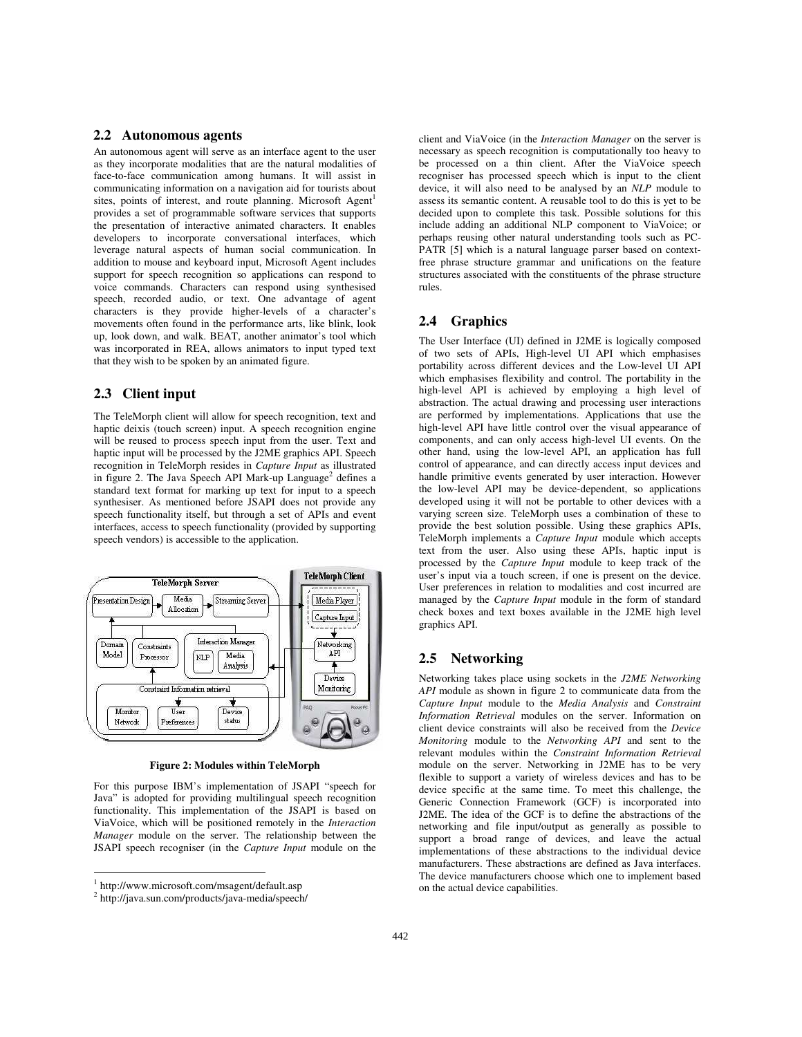## 2.2 Autonomous agents

An autonomous agent will serve as an interface agent to the user as they incorporate modalities that are the natural modalities of face-to-face communication among humans. It will assist in communicating information on a navigation aid for tourists about sites, points of interest, and route planning. Microsoft Agent[1] provides a set of programmable software services that supports the presentation of interactive animated characters. It enables developers to incorporate conversational interfaces, which leverage natural aspects of human social communication. In addition to mouse and keyboard input, Microsoft Agent includes support for speech recognition so applications can respond to voice commands. Characters can respond using synthesised speech, recorded audio, or text. One advantage of agent characters is they provide higher-levels of a character's movements often found in the performance arts, like blink, look up, look down, and walk. BEAT, another animator's tool which was incorporated in REA, allows animators to input typed text that they wish to be spoken by an animated figure.

## 2.3 Client input

The TeleMorph client will allow for speech recognition, text and haptic deixis (touch screen) input. A speech recognition engine will be reused to process speech input from the user. Text and haptic input will be processed by the J2ME graphics API. Speech recognition in TeleMorph resides in *Capture Input* as illustrated in figure 2. The Java Speech API Mark-up Language[2] defines a standard text format for marking up text for input to a speech synthesiser. As mentioned before JSAPI does not provide any speech functionality itself, but through a set of APIs and event interfaces, access to speech functionality (provided by supporting speech vendors) is accessible to the application.

**Figure 2: Modules within TeleMorph**

For this purpose IBM's implementation of JSAPI "speech for Java" is adopted for providing multilingual speech recognition functionality. This implementation of the JSAPI is based on ViaVoice, which will be positioned remotely in the *Interaction Manager* module on the server. The relationship between the JSAPI speech recogniser (in the *Capture Input* module on the client and ViaVoice (in the *Interaction Manager* on the server is necessary as speech recognition is computationally too heavy to be processed on a thin client. After the ViaVoice speech recogniser has processed speech which is input to the client device, it will also need to be analysed by an *NLP* module to assess its semantic content. A reusable tool to do this is yet to be decided upon to complete this task. Possible solutions for this include adding an additional NLP component to ViaVoice; or perhaps reusing other natural understanding tools such as PC-PATR [5] which is a natural language parser based on context-free phrase structure grammar and unifications on the feature structures associated with the constituents of the phrase structure rules.

## 2.4 Graphics

The User Interface (UI) defined in J2ME is logically composed of two sets of APIs, High-level UI API which emphasises portability across different devices and the Low-level UI API which emphasises flexibility and control. The portability in the high-level API is achieved by employing a high level of abstraction. The actual drawing and processing user interactions are performed by implementations. Applications that use the high-level API have little control over the visual appearance of components, and can only access high-level UI events. On the other hand, using the low-level API, an application has full control of appearance, and can directly access input devices and handle primitive events generated by user interaction. However the low-level API may be device-dependent, so applications developed using it will not be portable to other devices with a varying screen size. TeleMorph uses a combination of these to provide the best solution possible. Using these graphics APIs, TeleMorph implements a *Capture Input* module which accepts text from the user. Also using these APIs, haptic input is processed by the *Capture Input* module to keep track of the user's input via a touch screen, if one is present on the device. User preferences in relation to modalities and cost incurred are managed by the *Capture Input* module in the form of standard check boxes and text boxes available in the J2ME high level graphics API.

## 2.5 Networking

Networking takes place using sockets in the *J2ME Networking API* module as shown in figure 2 to communicate data from the *Capture Input* module to the *Media Analysis* and *Constraint Information Retrieval* modules on the server. Information on client device constraints will also be received from the *Device Monitoring* module to the *Networking API* and sent to the relevant modules within the *Constraint Information Retrieval* module on the server. Networking in J2ME has to be very flexible to support a variety of wireless devices and has to be device specific at the same time. To meet this challenge, the Generic Connection Framework (GCF) is incorporated into J2ME. The idea of the GCF is to define the abstractions of the networking and file input/output as generally as possible to support a broad range of devices, and leave the actual implementations of these abstractions to the individual device manufacturers. These abstractions are defined as Java interfaces. The device manufacturers choose which one to implement based on the actual device capabilities.

---

[1] http://www.microsoft.com/msagent/default.asp

[2] http://java.sun.com/products/java-media/speech/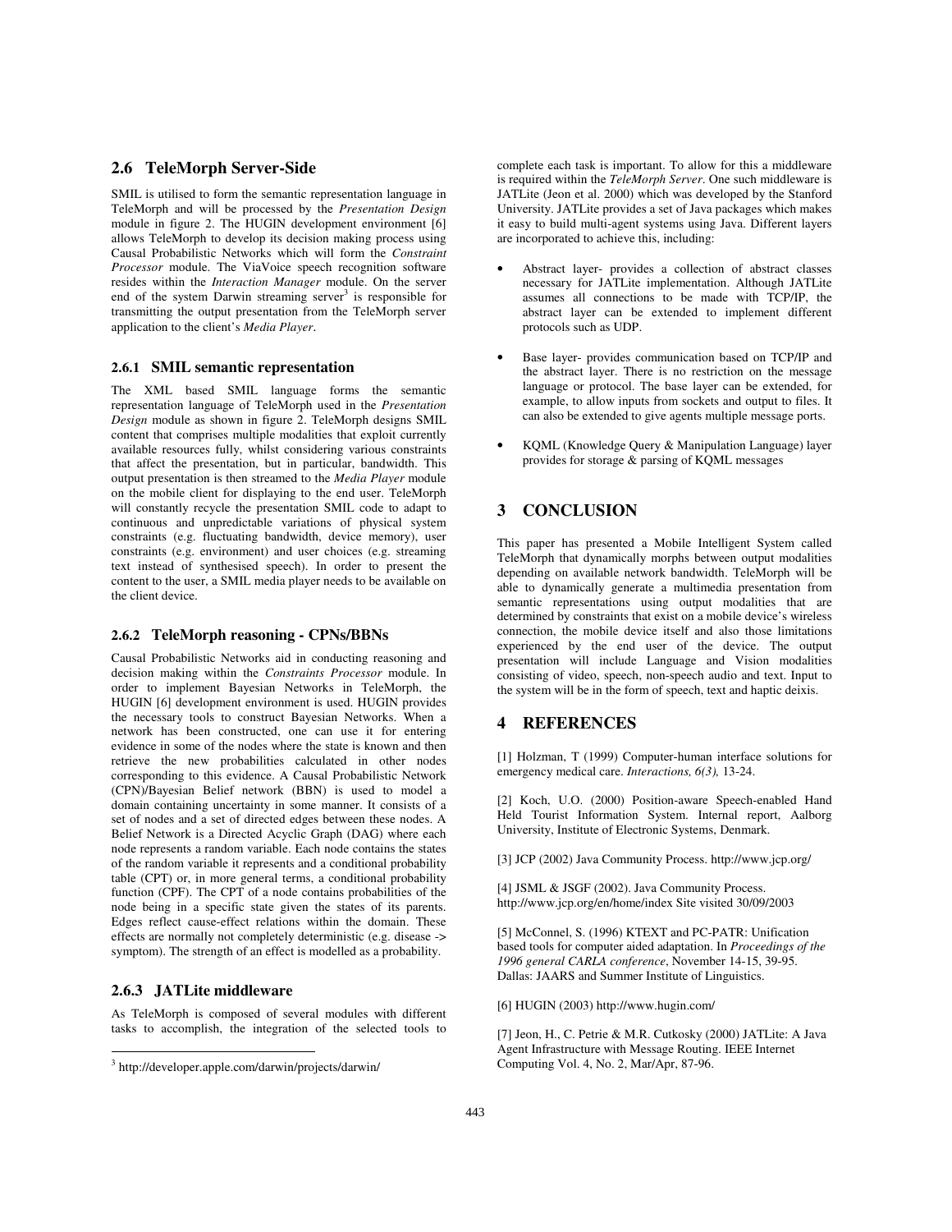## 2.6 TeleMorph Server-Side

SMIL is utilised to form the semantic representation language in TeleMorph and will be processed by the *Presentation Design* module in figure 2. The HUGIN development environment [6] allows TeleMorph to develop its decision making process using Causal Probabilistic Networks which will form the *Constraint Processor* module. The ViaVoice speech recognition software resides within the *Interaction Manager* module. On the server end of the system Darwin streaming server[3] is responsible for transmitting the output presentation from the TeleMorph server application to the client's *Media Player*.

### 2.6.1 SMIL semantic representation

The XML based SMIL language forms the semantic representation language of TeleMorph used in the *Presentation Design* module as shown in figure 2. TeleMorph designs SMIL content that comprises multiple modalities that exploit currently available resources fully, whilst considering various constraints that affect the presentation, but in particular, bandwidth. This output presentation is then streamed to the *Media Player* module on the mobile client for displaying to the end user. TeleMorph will constantly recycle the presentation SMIL code to adapt to continuous and unpredictable variations of physical system constraints (e.g. fluctuating bandwidth, device memory), user constraints (e.g. environment) and user choices (e.g. streaming text instead of synthesised speech). In order to present the content to the user, a SMIL media player needs to be available on the client device.

### 2.6.2 TeleMorph reasoning - CPNs/BBNs

Causal Probabilistic Networks aid in conducting reasoning and decision making within the *Constraints Processor* module. In order to implement Bayesian Networks in TeleMorph, the HUGIN [6] development environment is used. HUGIN provides the necessary tools to construct Bayesian Networks. When a network has been constructed, one can use it for entering evidence in some of the nodes where the state is known and then retrieve the new probabilities calculated in other nodes corresponding to this evidence. A Causal Probabilistic Network (CPN)/Bayesian Belief network (BBN) is used to model a domain containing uncertainty in some manner. It consists of a set of nodes and a set of directed edges between these nodes. A Belief Network is a Directed Acyclic Graph (DAG) where each node represents a random variable. Each node contains the states of the random variable it represents and a conditional probability table (CPT) or, in more general terms, a conditional probability function (CPF). The CPT of a node contains probabilities of the node being in a specific state given the states of its parents. Edges reflect cause-effect relations within the domain. These effects are normally not completely deterministic (e.g. disease -> symptom). The strength of an effect is modelled as a probability.

### 2.6.3 JATLite middleware

As TeleMorph is composed of several modules with different tasks to accomplish, the integration of the selected tools to complete each task is important. To allow for this a middleware is required within the *TeleMorph Server*. One such middleware is JATLite (Jeon et al. 2000) which was developed by the Stanford University. JATLite provides a set of Java packages which makes it easy to build multi-agent systems using Java. Different layers are incorporated to achieve this, including:

- Abstract layer- provides a collection of abstract classes necessary for JATLite implementation. Although JATLite assumes all connections to be made with TCP/IP, the abstract layer can be extended to implement different protocols such as UDP.
- Base layer- provides communication based on TCP/IP and the abstract layer. There is no restriction on the message language or protocol. The base layer can be extended, for example, to allow inputs from sockets and output to files. It can also be extended to give agents multiple message ports.
- KQML (Knowledge Query & Manipulation Language) layer provides for storage & parsing of KQML messages

[3] http://developer.apple.com/darwin/projects/darwin/

# 3 CONCLUSION

This paper has presented a Mobile Intelligent System called TeleMorph that dynamically morphs between output modalities depending on available network bandwidth. TeleMorph will be able to dynamically generate a multimedia presentation from semantic representations using output modalities that are determined by constraints that exist on a mobile device's wireless connection, the mobile device itself and also those limitations experienced by the end user of the device. The output presentation will include Language and Vision modalities consisting of video, speech, non-speech audio and text. Input to the system will be in the form of speech, text and haptic deixis.

# 4 REFERENCES

[1] Holzman, T (1999) Computer-human interface solutions for emergency medical care. *Interactions, 6(3),* 13-24.

[2] Koch, U.O. (2000) Position-aware Speech-enabled Hand Held Tourist Information System. Internal report, Aalborg University, Institute of Electronic Systems, Denmark.

[3] JCP (2002) Java Community Process. http://www.jcp.org/

[4] JSML & JSGF (2002). Java Community Process. http://www.jcp.org/en/home/index Site visited 30/09/2003

[5] McConnel, S. (1996) KTEXT and PC-PATR: Unification based tools for computer aided adaptation. In *Proceedings of the 1996 general CARLA conference*, November 14-15, 39-95. Dallas: JAARS and Summer Institute of Linguistics.

[6] HUGIN (2003) http://www.hugin.com/

[7] Jeon, H., C. Petrie & M.R. Cutkosky (2000) JATLite: A Java Agent Infrastructure with Message Routing. IEEE Internet Computing Vol. 4, No. 2, Mar/Apr, 87-96.